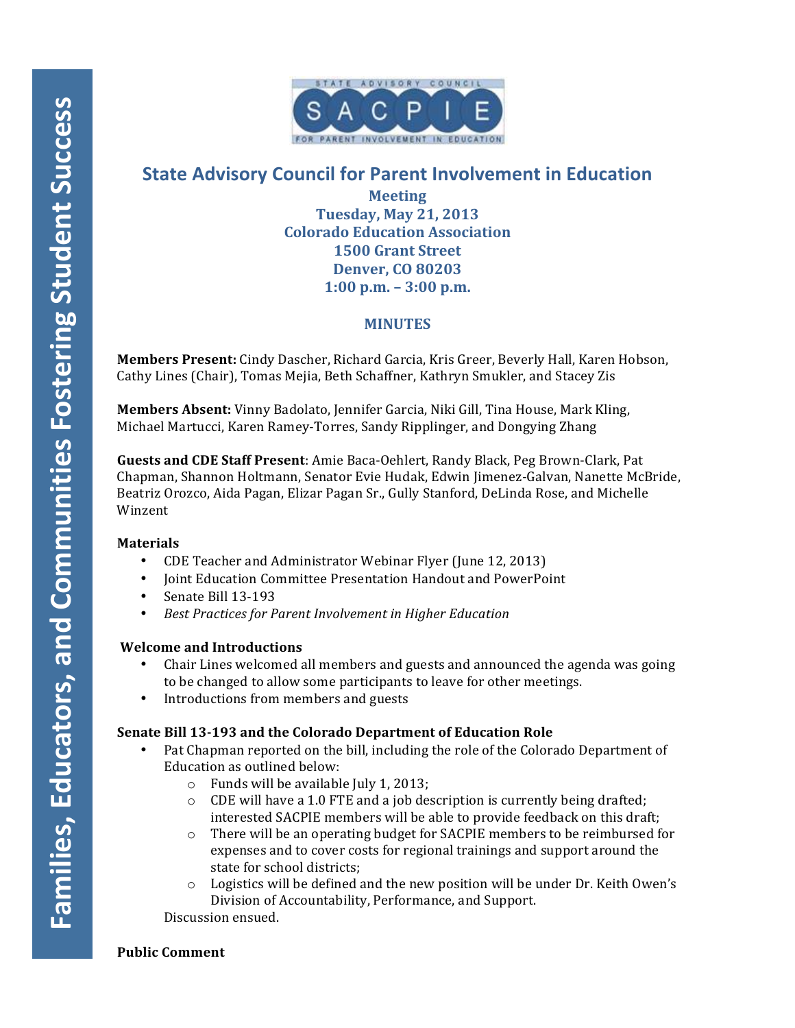# State Advisory Council for Parent Involvement in Education

**Meeting**
**Tuesday, May 21, 2013**
**Colorado Education Association**
**1500 Grant Street**
**Denver, CO 80203**
**1:00 p.m. – 3:00 p.m.**

## MINUTES

**Members Present:** Cindy Dascher, Richard Garcia, Kris Greer, Beverly Hall, Karen Hobson, Cathy Lines (Chair), Tomas Mejia, Beth Schaffner, Kathryn Smukler, and Stacey Zis

**Members Absent:** Vinny Badolato, Jennifer Garcia, Niki Gill, Tina House, Mark Kling, Michael Martucci, Karen Ramey-Torres, Sandy Ripplinger, and Dongying Zhang

**Guests and CDE Staff Present**: Amie Baca-Oehlert, Randy Black, Peg Brown-Clark, Pat Chapman, Shannon Holtmann, Senator Evie Hudak, Edwin Jimenez-Galvan, Nanette McBride, Beatriz Orozco, Aida Pagan, Elizar Pagan Sr., Gully Stanford, DeLinda Rose, and Michelle Winzent

**Materials**

- CDE Teacher and Administrator Webinar Flyer (June 12, 2013)
- Joint Education Committee Presentation Handout and PowerPoint
- Senate Bill 13-193
- *Best Practices for Parent Involvement in Higher Education*

**Welcome and Introductions**

- Chair Lines welcomed all members and guests and announced the agenda was going to be changed to allow some participants to leave for other meetings.
- Introductions from members and guests

**Senate Bill 13-193 and the Colorado Department of Education Role**

- Pat Chapman reported on the bill, including the role of the Colorado Department of Education as outlined below:
  - Funds will be available July 1, 2013;
  - CDE will have a 1.0 FTE and a job description is currently being drafted; interested SACPIE members will be able to provide feedback on this draft;
  - There will be an operating budget for SACPIE members to be reimbursed for expenses and to cover costs for regional trainings and support around the state for school districts;
  - Logistics will be defined and the new position will be under Dr. Keith Owen's Division of Accountability, Performance, and Support.

  Discussion ensued.

**Public Comment**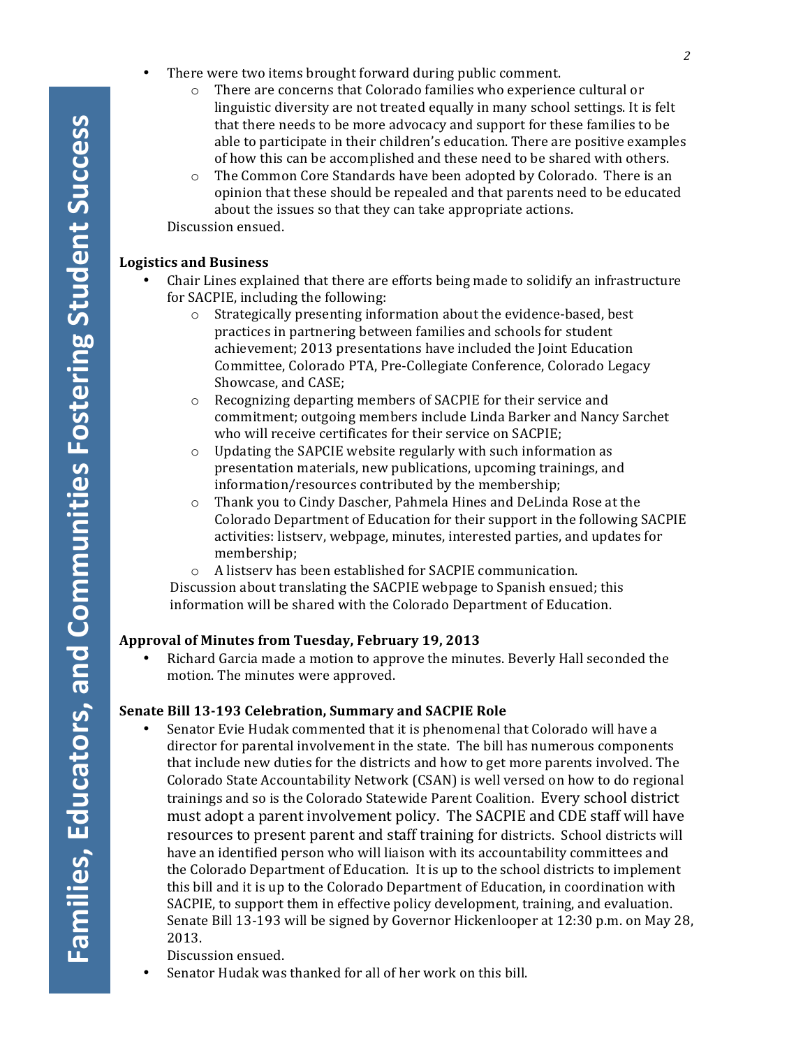- There were two items brought forward during public comment.
  - There are concerns that Colorado families who experience cultural or linguistic diversity are not treated equally in many school settings. It is felt that there needs to be more advocacy and support for these families to be able to participate in their children's education. There are positive examples of how this can be accomplished and these need to be shared with others.
  - The Common Core Standards have been adopted by Colorado. There is an opinion that these should be repealed and that parents need to be educated about the issues so that they can take appropriate actions.

  Discussion ensued.

**Logistics and Business**

- Chair Lines explained that there are efforts being made to solidify an infrastructure for SACPIE, including the following:
  - Strategically presenting information about the evidence-based, best practices in partnering between families and schools for student achievement; 2013 presentations have included the Joint Education Committee, Colorado PTA, Pre-Collegiate Conference, Colorado Legacy Showcase, and CASE;
  - Recognizing departing members of SACPIE for their service and commitment; outgoing members include Linda Barker and Nancy Sarchet who will receive certificates for their service on SACPIE;
  - Updating the SAPCIE website regularly with such information as presentation materials, new publications, upcoming trainings, and information/resources contributed by the membership;
  - Thank you to Cindy Dascher, Pahmela Hines and DeLinda Rose at the Colorado Department of Education for their support in the following SACPIE activities: listserv, webpage, minutes, interested parties, and updates for membership;
  - A listserv has been established for SACPIE communication.

  Discussion about translating the SACPIE webpage to Spanish ensued; this information will be shared with the Colorado Department of Education.

**Approval of Minutes from Tuesday, February 19, 2013**

- Richard Garcia made a motion to approve the minutes. Beverly Hall seconded the motion. The minutes were approved.

**Senate Bill 13-193 Celebration, Summary and SACPIE Role**

- Senator Evie Hudak commented that it is phenomenal that Colorado will have a director for parental involvement in the state. The bill has numerous components that include new duties for the districts and how to get more parents involved. The Colorado State Accountability Network (CSAN) is well versed on how to do regional trainings and so is the Colorado Statewide Parent Coalition. Every school district must adopt a parent involvement policy. The SACPIE and CDE staff will have resources to present parent and staff training for districts. School districts will have an identified person who will liaison with its accountability committees and the Colorado Department of Education. It is up to the school districts to implement this bill and it is up to the Colorado Department of Education, in coordination with SACPIE, to support them in effective policy development, training, and evaluation. Senate Bill 13-193 will be signed by Governor Hickenlooper at 12:30 p.m. on May 28, 2013.

  Discussion ensued.
- Senator Hudak was thanked for all of her work on this bill.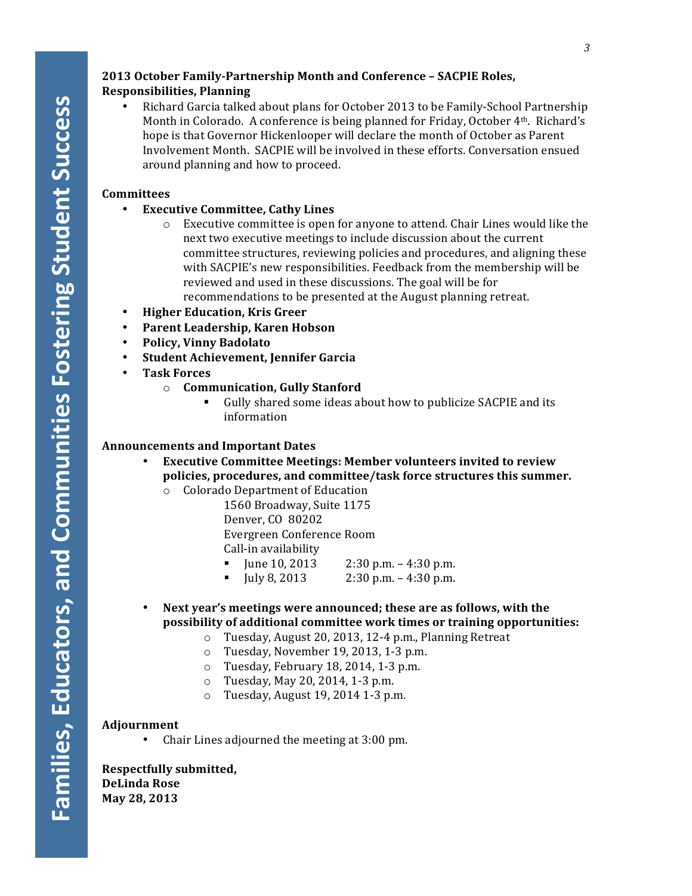**2013 October Family-Partnership Month and Conference – SACPIE Roles, Responsibilities, Planning**

- Richard Garcia talked about plans for October 2013 to be Family-School Partnership Month in Colorado. A conference is being planned for Friday, October 4th. Richard's hope is that Governor Hickenlooper will declare the month of October as Parent Involvement Month. SACPIE will be involved in these efforts. Conversation ensued around planning and how to proceed.

**Committees**

- **Executive Committee, Cathy Lines**
  - Executive committee is open for anyone to attend. Chair Lines would like the next two executive meetings to include discussion about the current committee structures, reviewing policies and procedures, and aligning these with SACPIE's new responsibilities. Feedback from the membership will be reviewed and used in these discussions. The goal will be for recommendations to be presented at the August planning retreat.
- **Higher Education, Kris Greer**
- **Parent Leadership, Karen Hobson**
- **Policy, Vinny Badolato**
- **Student Achievement, Jennifer Garcia**
- **Task Forces**
  - **Communication, Gully Stanford**
    - Gully shared some ideas about how to publicize SACPIE and its information

**Announcements and Important Dates**

- **Executive Committee Meetings: Member volunteers invited to review policies, procedures, and committee/task force structures this summer.**
  - Colorado Department of Education
    1560 Broadway, Suite 1175
    Denver, CO 80202
    Evergreen Conference Room
    Call-in availability
    - June 10, 2013 2:30 p.m. – 4:30 p.m.
    - July 8, 2013 2:30 p.m. – 4:30 p.m.

- **Next year's meetings were announced; these are as follows, with the possibility of additional committee work times or training opportunities:**
  - Tuesday, August 20, 2013, 12-4 p.m., Planning Retreat
  - Tuesday, November 19, 2013, 1-3 p.m.
  - Tuesday, February 18, 2014, 1-3 p.m.
  - Tuesday, May 20, 2014, 1-3 p.m.
  - Tuesday, August 19, 2014 1-3 p.m.

**Adjournment**

- Chair Lines adjourned the meeting at 3:00 pm.

**Respectfully submitted,**
**DeLinda Rose**
**May 28, 2013**